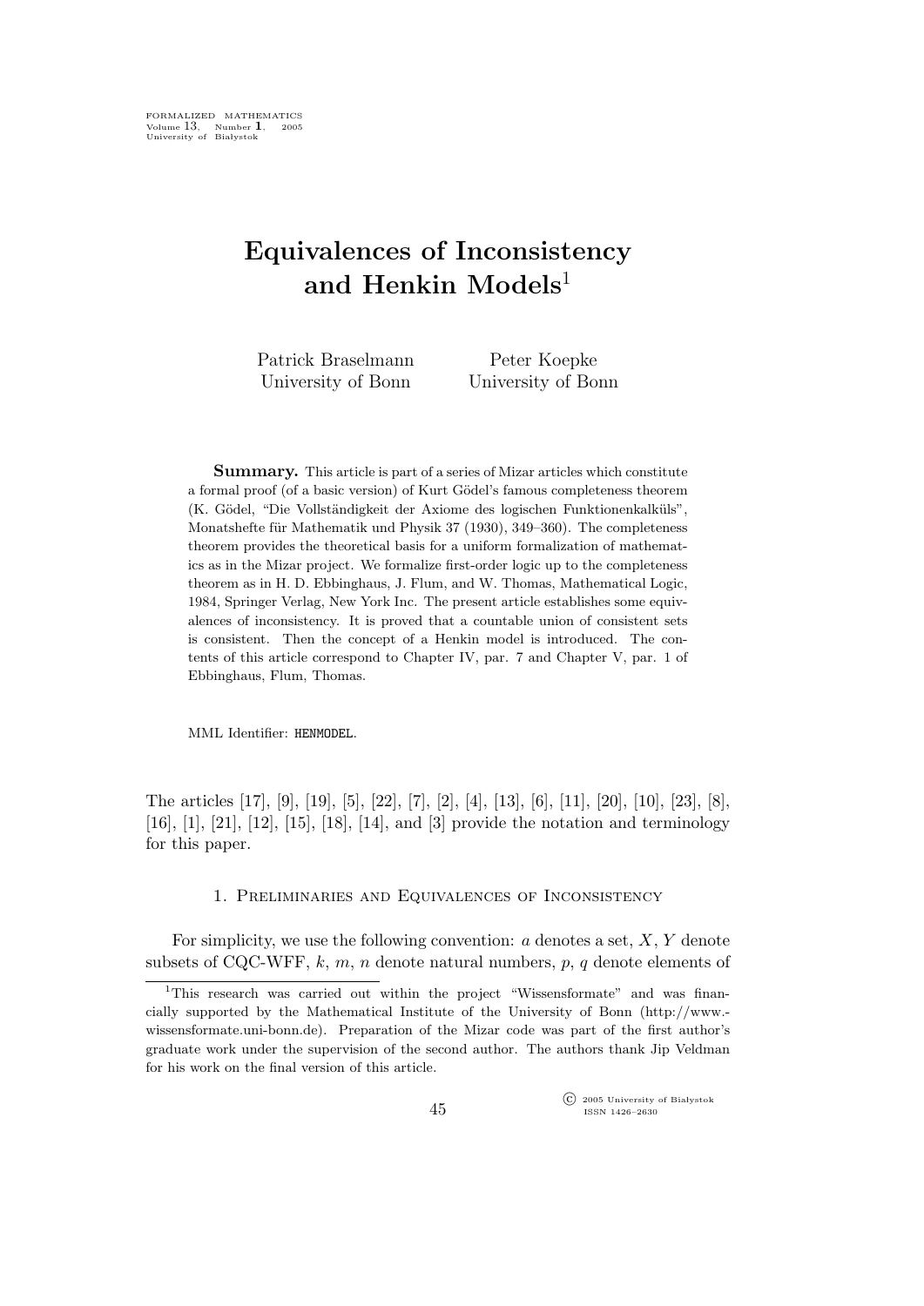# Equivalences of Inconsistency and Henkin Models[1]

Patrick Braselmann
University of Bonn

Peter Koepke
University of Bonn

**Summary.** This article is part of a series of Mizar articles which constitute a formal proof (of a basic version) of Kurt Gödel's famous completeness theorem (K. Gödel, "Die Vollständigkeit der Axiome des logischen Funktionenkalküls", Monatshefte für Mathematik und Physik 37 (1930), 349–360). The completeness theorem provides the theoretical basis for a uniform formalization of mathematics as in the Mizar project. We formalize first-order logic up to the completeness theorem as in H. D. Ebbinghaus, J. Flum, and W. Thomas, Mathematical Logic, 1984, Springer Verlag, New York Inc. The present article establishes some equivalences of inconsistency. It is proved that a countable union of consistent sets is consistent. Then the concept of a Henkin model is introduced. The contents of this article correspond to Chapter IV, par. 7 and Chapter V, par. 1 of Ebbinghaus, Flum, Thomas.

MML Identifier: HENMODEL.

The articles [17], [9], [19], [5], [22], [7], [2], [4], [13], [6], [11], [20], [10], [23], [8], [16], [1], [21], [12], [15], [18], [14], and [3] provide the notation and terminology for this paper.

## 1. Preliminaries and Equivalences of Inconsistency

For simplicity, we use the following convention: $a$ denotes a set, $X$, $Y$ denote subsets of CQC-WFF, $k$, $m$, $n$ denote natural numbers, $p$, $q$ denote elements of

[1]This research was carried out within the project "Wissensformate" and was financially supported by the Mathematical Institute of the University of Bonn (http://www.-wissensformate.uni-bonn.de). Preparation of the Mizar code was part of the first author's graduate work under the supervision of the second author. The authors thank Jip Veldman for his work on the final version of this article.

© 2005 University of Białystok
ISSN 1426–2630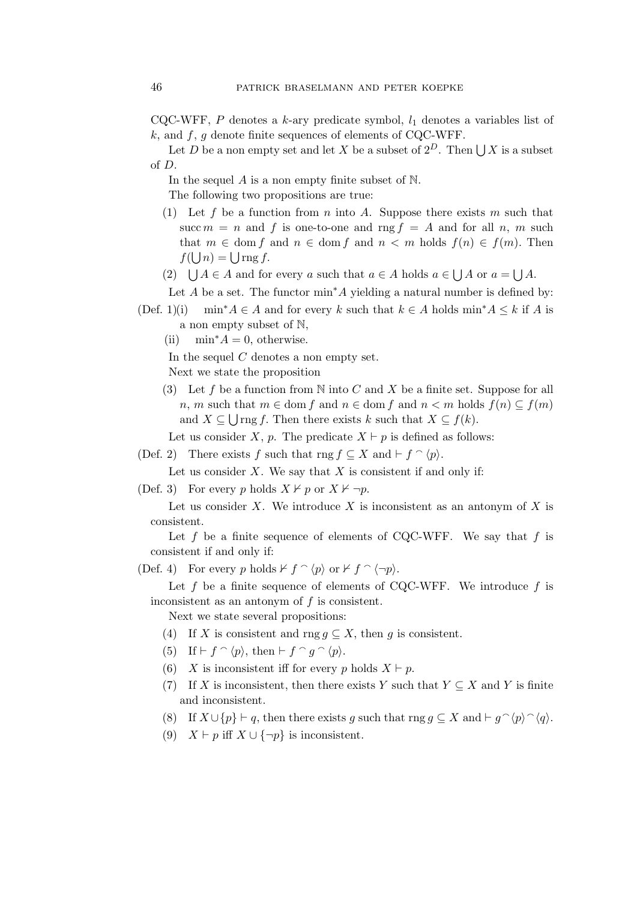CQC-WFF, $P$ denotes a $k$-ary predicate symbol, $l_1$ denotes a variables list of $k$, and $f$, $g$ denote finite sequences of elements of CQC-WFF.

Let $D$ be a non empty set and let $X$ be a subset of $2^D$. Then $\bigcup X$ is a subset of $D$.

In the sequel $A$ is a non empty finite subset of $\mathbb{N}$.

The following two propositions are true:

(1) Let $f$ be a function from $n$ into $A$. Suppose there exists $m$ such that $\operatorname{succ} m = n$ and $f$ is one-to-one and $\operatorname{rng} f = A$ and for all $n$, $m$ such that $m \in \operatorname{dom} f$ and $n \in \operatorname{dom} f$ and $n < m$ holds $f(n) \in f(m)$. Then $f(\bigcup n) = \bigcup \operatorname{rng} f$.

(2) $\bigcup A \in A$ and for every $a$ such that $a \in A$ holds $a \in \bigcup A$ or $a = \bigcup A$.

Let $A$ be a set. The functor $\min^* A$ yielding a natural number is defined by:

(Def. 1)(i) $\min^* A \in A$ and for every $k$ such that $k \in A$ holds $\min^* A \leq k$ if $A$ is a non empty subset of $\mathbb{N}$,

(ii) $\min^* A = 0$, otherwise.

In the sequel $C$ denotes a non empty set.

Next we state the proposition

(3) Let $f$ be a function from $\mathbb{N}$ into $C$ and $X$ be a finite set. Suppose for all $n$, $m$ such that $m \in \operatorname{dom} f$ and $n \in \operatorname{dom} f$ and $n < m$ holds $f(n) \subseteq f(m)$ and $X \subseteq \bigcup \operatorname{rng} f$. Then there exists $k$ such that $X \subseteq f(k)$.

Let us consider $X$, $p$. The predicate $X \vdash p$ is defined as follows:

(Def. 2) There exists $f$ such that $\operatorname{rng} f \subseteq X$ and $\vdash f \frown \langle p \rangle$.

Let us consider $X$. We say that $X$ is consistent if and only if:

(Def. 3) For every $p$ holds $X \nvdash p$ or $X \nvdash \neg p$.

Let us consider $X$. We introduce $X$ is inconsistent as an antonym of $X$ is consistent.

Let $f$ be a finite sequence of elements of CQC-WFF. We say that $f$ is consistent if and only if:

(Def. 4) For every $p$ holds $\nvdash f \frown \langle p \rangle$ or $\nvdash f \frown \langle \neg p \rangle$.

Let $f$ be a finite sequence of elements of CQC-WFF. We introduce $f$ is inconsistent as an antonym of $f$ is consistent.

Next we state several propositions:

(4) If $X$ is consistent and $\operatorname{rng} g \subseteq X$, then $g$ is consistent.

(5) If $\vdash f \frown \langle p \rangle$, then $\vdash f \frown g \frown \langle p \rangle$.

(6) $X$ is inconsistent iff for every $p$ holds $X \vdash p$.

(7) If $X$ is inconsistent, then there exists $Y$ such that $Y \subseteq X$ and $Y$ is finite and inconsistent.

(8) If $X \cup \{p\} \vdash q$, then there exists $g$ such that $\operatorname{rng} g \subseteq X$ and $\vdash g \frown \langle p \rangle \frown \langle q \rangle$.

(9) $X \vdash p$ iff $X \cup \{\neg p\}$ is inconsistent.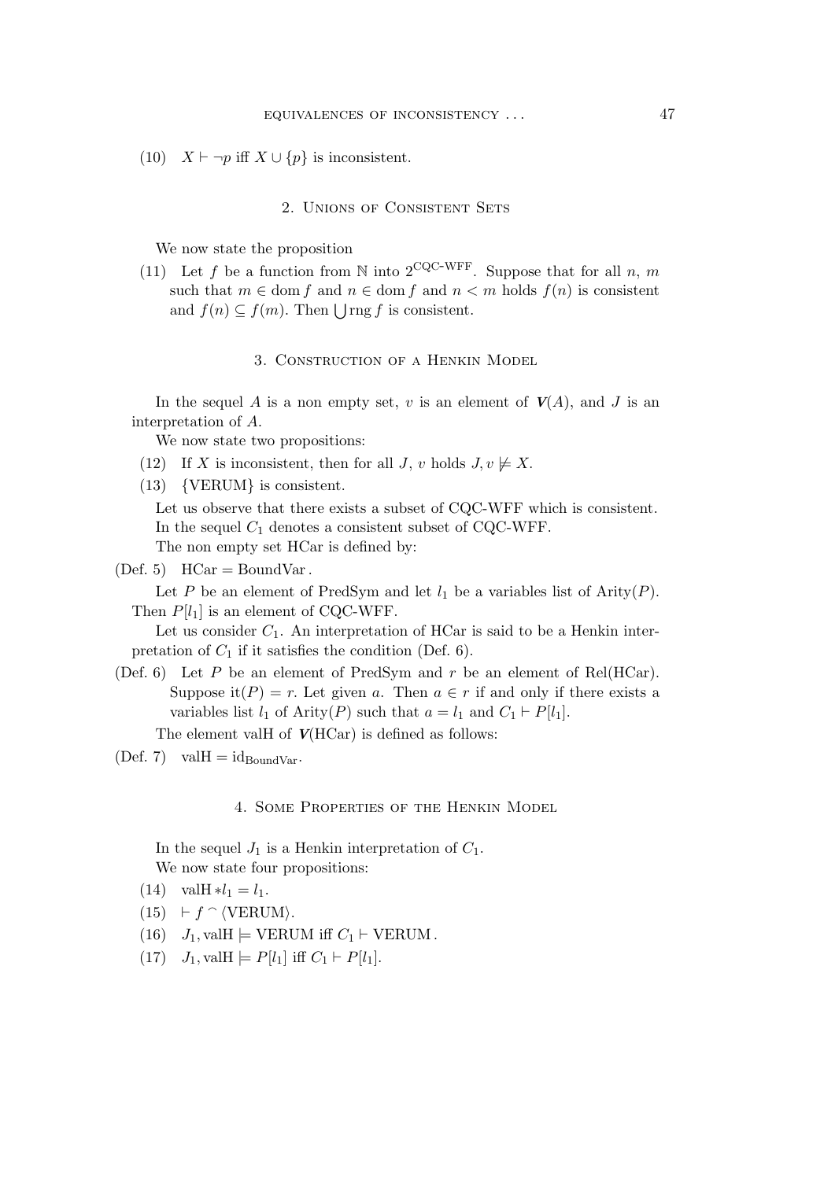(10) $X \vdash \neg p$ iff $X \cup \{p\}$ is inconsistent.

## 2. Unions of Consistent Sets

We now state the proposition

(11) Let $f$ be a function from $\mathbb{N}$ into $2^{\text{CQC-WFF}}$. Suppose that for all $n$, $m$ such that $m \in \operatorname{dom} f$ and $n \in \operatorname{dom} f$ and $n < m$ holds $f(n)$ is consistent and $f(n) \subseteq f(m)$. Then $\bigcup \operatorname{rng} f$ is consistent.

## 3. Construction of a Henkin Model

In the sequel $A$ is a non empty set, $v$ is an element of $\boldsymbol{V}(A)$, and $J$ is an interpretation of $A$.

We now state two propositions:

(12) If $X$ is inconsistent, then for all $J$, $v$ holds $J, v \not\models X$.

(13) $\{\text{VERUM}\}$ is consistent.

Let us observe that there exists a subset of CQC-WFF which is consistent.

In the sequel $C_1$ denotes a consistent subset of CQC-WFF.

The non empty set HCar is defined by:

(Def. 5) $\text{HCar} = \text{BoundVar}$.

Let $P$ be an element of PredSym and let $l_1$ be a variables list of $\text{Arity}(P)$. Then $P[l_1]$ is an element of CQC-WFF.

Let us consider $C_1$. An interpretation of HCar is said to be a Henkin interpretation of $C_1$ if it satisfies the condition (Def. 6).

(Def. 6) Let $P$ be an element of PredSym and $r$ be an element of Rel(HCar). Suppose $\text{it}(P) = r$. Let given $a$. Then $a \in r$ if and only if there exists a variables list $l_1$ of $\text{Arity}(P)$ such that $a = l_1$ and $C_1 \vdash P[l_1]$.

The element valH of $\boldsymbol{V}(\text{HCar})$ is defined as follows:

(Def. 7) $\text{valH} = \text{id}_{\text{BoundVar}}$.

## 4. Some Properties of the Henkin Model

In the sequel $J_1$ is a Henkin interpretation of $C_1$.

We now state four propositions:

(14) $\text{valH} * l_1 = l_1$.

(15) $\vdash f \frown \langle \text{VERUM} \rangle$.

(16) $J_1, \text{valH} \models \text{VERUM}$ iff $C_1 \vdash \text{VERUM}$.

(17) $J_1, \text{valH} \models P[l_1]$ iff $C_1 \vdash P[l_1]$.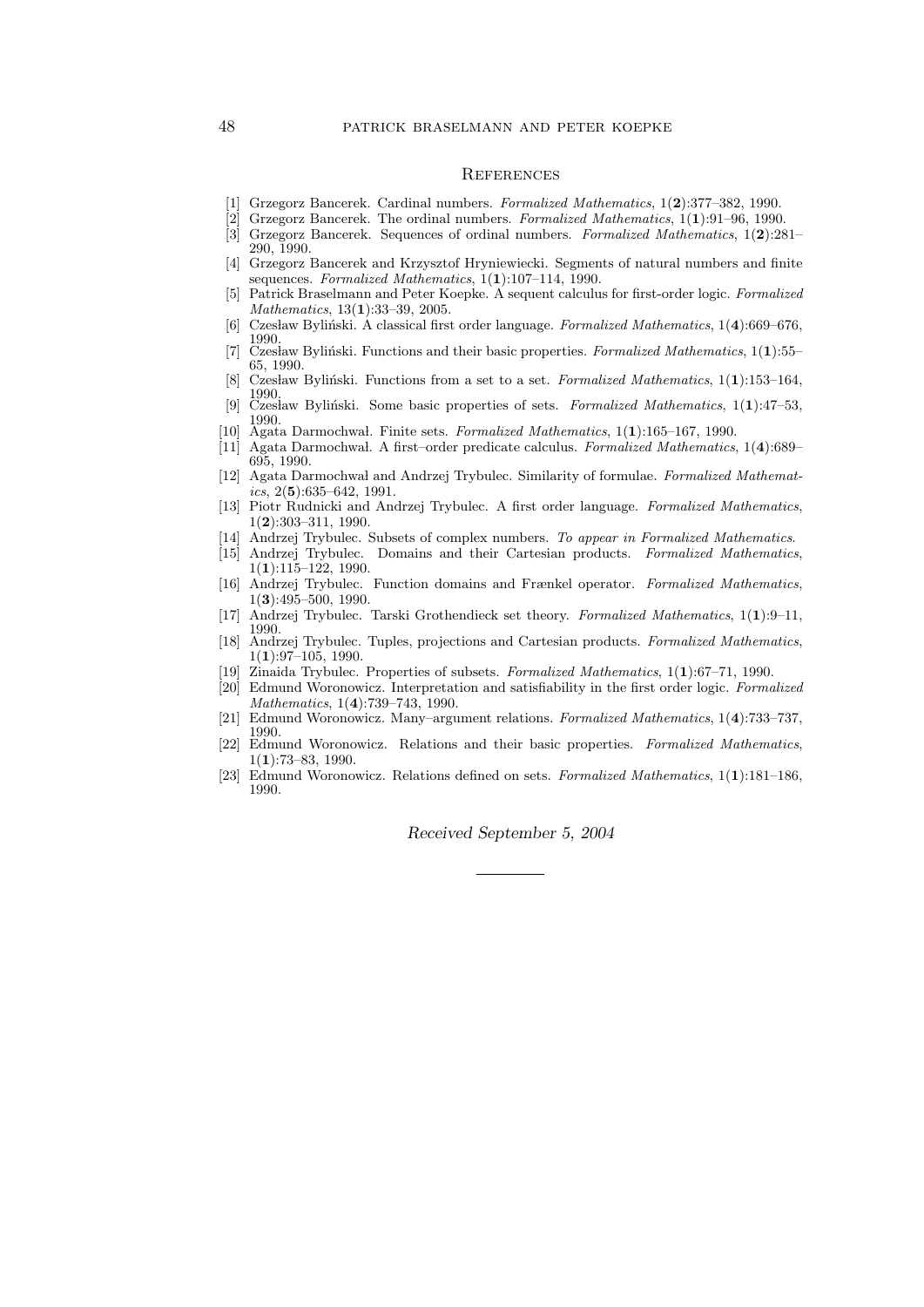## References

[1] Grzegorz Bancerek. Cardinal numbers. *Formalized Mathematics*, 1(**2**):377–382, 1990.
[2] Grzegorz Bancerek. The ordinal numbers. *Formalized Mathematics*, 1(**1**):91–96, 1990.
[3] Grzegorz Bancerek. Sequences of ordinal numbers. *Formalized Mathematics*, 1(**2**):281–290, 1990.
[4] Grzegorz Bancerek and Krzysztof Hryniewiecki. Segments of natural numbers and finite sequences. *Formalized Mathematics*, 1(**1**):107–114, 1990.
[5] Patrick Braselmann and Peter Koepke. A sequent calculus for first-order logic. *Formalized Mathematics*, 13(**1**):33–39, 2005.
[6] Czesław Byliński. A classical first order language. *Formalized Mathematics*, 1(**4**):669–676, 1990.
[7] Czesław Byliński. Functions and their basic properties. *Formalized Mathematics*, 1(**1**):55–65, 1990.
[8] Czesław Byliński. Functions from a set to a set. *Formalized Mathematics*, 1(**1**):153–164, 1990.
[9] Czesław Byliński. Some basic properties of sets. *Formalized Mathematics*, 1(**1**):47–53, 1990.
[10] Agata Darmochwał. Finite sets. *Formalized Mathematics*, 1(**1**):165–167, 1990.
[11] Agata Darmochwał. A first–order predicate calculus. *Formalized Mathematics*, 1(**4**):689–695, 1990.
[12] Agata Darmochwał and Andrzej Trybulec. Similarity of formulae. *Formalized Mathematics*, 2(**5**):635–642, 1991.
[13] Piotr Rudnicki and Andrzej Trybulec. A first order language. *Formalized Mathematics*, 1(**2**):303–311, 1990.
[14] Andrzej Trybulec. Subsets of complex numbers. *To appear in Formalized Mathematics*.
[15] Andrzej Trybulec. Domains and their Cartesian products. *Formalized Mathematics*, 1(**1**):115–122, 1990.
[16] Andrzej Trybulec. Function domains and Frænkel operator. *Formalized Mathematics*, 1(**3**):495–500, 1990.
[17] Andrzej Trybulec. Tarski Grothendieck set theory. *Formalized Mathematics*, 1(**1**):9–11, 1990.
[18] Andrzej Trybulec. Tuples, projections and Cartesian products. *Formalized Mathematics*, 1(**1**):97–105, 1990.
[19] Zinaida Trybulec. Properties of subsets. *Formalized Mathematics*, 1(**1**):67–71, 1990.
[20] Edmund Woronowicz. Interpretation and satisfiability in the first order logic. *Formalized Mathematics*, 1(**4**):739–743, 1990.
[21] Edmund Woronowicz. Many–argument relations. *Formalized Mathematics*, 1(**4**):733–737, 1990.
[22] Edmund Woronowicz. Relations and their basic properties. *Formalized Mathematics*, 1(**1**):73–83, 1990.
[23] Edmund Woronowicz. Relations defined on sets. *Formalized Mathematics*, 1(**1**):181–186, 1990.

*Received September 5, 2004*